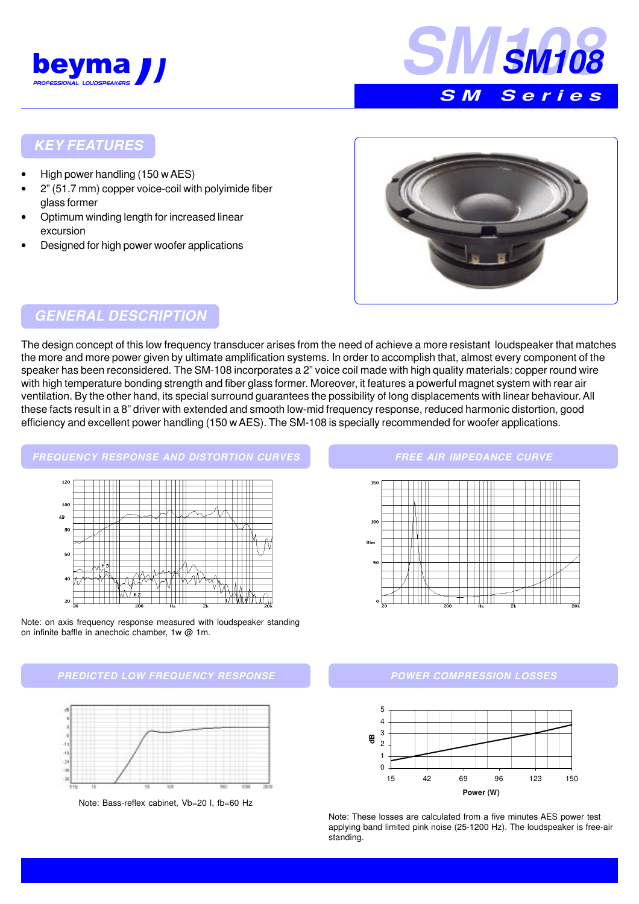# SM108

## SM Series

## KEY FEATURES

- High power handling (150 w AES)
- 2" (51.7 mm) copper voice-coil with polyimide fiber glass former
- Optimum winding length for increased linear excursion
- Designed for high power woofer applications

## GENERAL DESCRIPTION

The design concept of this low frequency transducer arises from the need of achieve a more resistant loudspeaker that matches the more and more power given by ultimate amplification systems. In order to accomplish that, almost every component of the speaker has been reconsidered. The SM-108 incorporates a 2" voice coil made with high quality materials: copper round wire with high temperature bonding strength and fiber glass former. Moreover, it features a powerful magnet system with rear air ventilation. By the other hand, its special surround guarantees the possibility of long displacements with linear behaviour. All these facts result in a 8" driver with extended and smooth low-mid frequency response, reduced harmonic distortion, good efficiency and excellent power handling (150 w AES). The SM-108 is specially recommended for woofer applications.

## FREQUENCY RESPONSE AND DISTORTION CURVES

Note: on axis frequency response measured with loudspeaker standing on infinite baffle in anechoic chamber, 1w @ 1m.

## FREE AIR IMPEDANCE CURVE

## PREDICTED LOW FREQUENCY RESPONSE

Note: Bass-reflex cabinet, Vb=20 l, fb=60 Hz

## POWER COMPRESSION LOSSES

Note: These losses are calculated from a five minutes AES power test applying band limited pink noise (25-1200 Hz). The loudspeaker is free-air standing.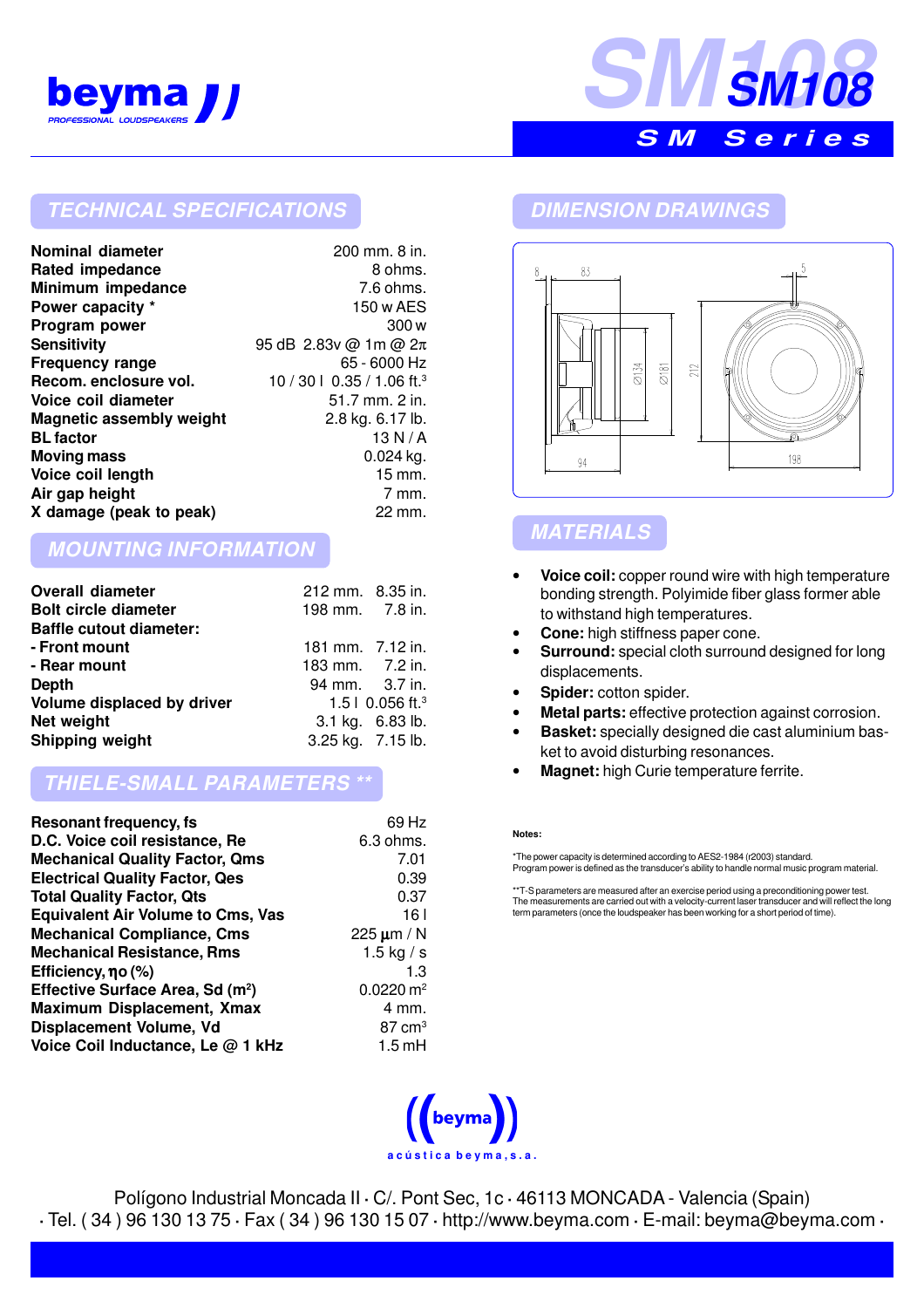beyma
PROFESSIONAL LOUDSPEAKERS

# SM108

## SM Series

## TECHNICAL SPECIFICATIONS

| | |
|---|---|
| **Nominal diameter** | 200 mm. 8 in. |
| **Rated impedance** | 8 ohms. |
| **Minimum impedance** | 7.6 ohms. |
| **Power capacity *** | 150 w AES |
| **Program power** | 300 w |
| **Sensitivity** | 95 dB 2.83v @ 1m @ 2π |
| **Frequency range** | 65 - 6000 Hz |
| **Recom. enclosure vol.** | 10 / 30 l 0.35 / 1.06 ft.$^3$ |
| **Voice coil diameter** | 51.7 mm. 2 in. |
| **Magnetic assembly weight** | 2.8 kg. 6.17 lb. |
| **BL factor** | 13 N / A |
| **Moving mass** | 0.024 kg. |
| **Voice coil length** | 15 mm. |
| **Air gap height** | 7 mm. |
| **X damage (peak to peak)** | 22 mm. |

## MOUNTING INFORMATION

| | |
|---|---|
| **Overall diameter** | 212 mm. 8.35 in. |
| **Bolt circle diameter** | 198 mm. 7.8 in. |
| **Baffle cutout diameter:** | |
| **- Front mount** | 181 mm. 7.12 in. |
| **- Rear mount** | 183 mm. 7.2 in. |
| **Depth** | 94 mm. 3.7 in. |
| **Volume displaced by driver** | 1.5 l 0.056 ft.$^3$ |
| **Net weight** | 3.1 kg. 6.83 lb. |
| **Shipping weight** | 3.25 kg. 7.15 lb. |

## THIELE-SMALL PARAMETERS **

| | |
|---|---|
| **Resonant frequency, fs** | 69 Hz |
| **D.C. Voice coil resistance, Re** | 6.3 ohms. |
| **Mechanical Quality Factor, Qms** | 7.01 |
| **Electrical Quality Factor, Qes** | 0.39 |
| **Total Quality Factor, Qts** | 0.37 |
| **Equivalent Air Volume to Cms, Vas** | 16 l |
| **Mechanical Compliance, Cms** | 225 µm / N |
| **Mechanical Resistance, Rms** | 1.5 kg / s |
| **Efficiency, ηo (%)** | 1.3 |
| **Effective Surface Area, Sd (m$^2$)** | 0.0220 m$^2$ |
| **Maximum Displacement, Xmax** | 4 mm. |
| **Displacement Volume, Vd** | 87 cm$^3$ |
| **Voice Coil Inductance, Le @ 1 kHz** | 1.5 mH |

## DIMENSION DRAWINGS

8
83
5
Ø134
Ø181
212
94
198

## MATERIALS

- **Voice coil:** copper round wire with high temperature bonding strength. Polyimide fiber glass former able to withstand high temperatures.
- **Cone:** high stiffness paper cone.
- **Surround:** special cloth surround designed for long displacements.
- **Spider:** cotton spider.
- **Metal parts:** effective protection against corrosion.
- **Basket:** specially designed die cast aluminium basket to avoid disturbing resonances.
- **Magnet:** high Curie temperature ferrite.

**Notes:**

*The power capacity is determined according to AES2-1984 (r2003) standard.
Program power is defined as the transducer's ability to handle normal music program material.

**T-S parameters are measured after an exercise period using a preconditioning power test.
The measurements are carried out with a velocity-current laser transducer and will reflect the long term parameters (once the loudspeaker has been working for a short period of time).

beyma
acústica beyma,s.a.

Polígono Industrial Moncada II · C/. Pont Sec, 1c · 46113 MONCADA - Valencia (Spain)
· Tel. ( 34 ) 96 130 13 75 · Fax ( 34 ) 96 130 15 07 · http://www.beyma.com · E-mail: beyma@beyma.com ·